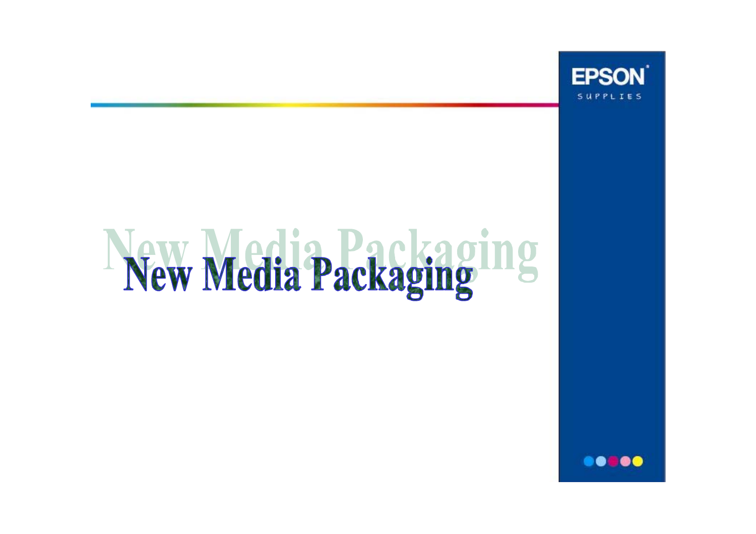EPSON

SUPPLIES

# New Media Packaging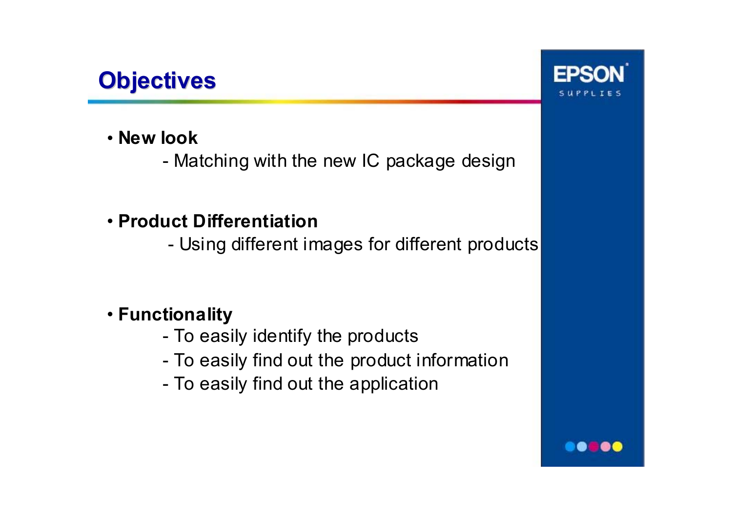# Objectives

- **New look**
  - Matching with the new IC package design
- **Product Differentiation**
  - Using different images for different products
- **Functionality**
  - To easily identify the products
  - To easily find out the product information
  - To easily find out the application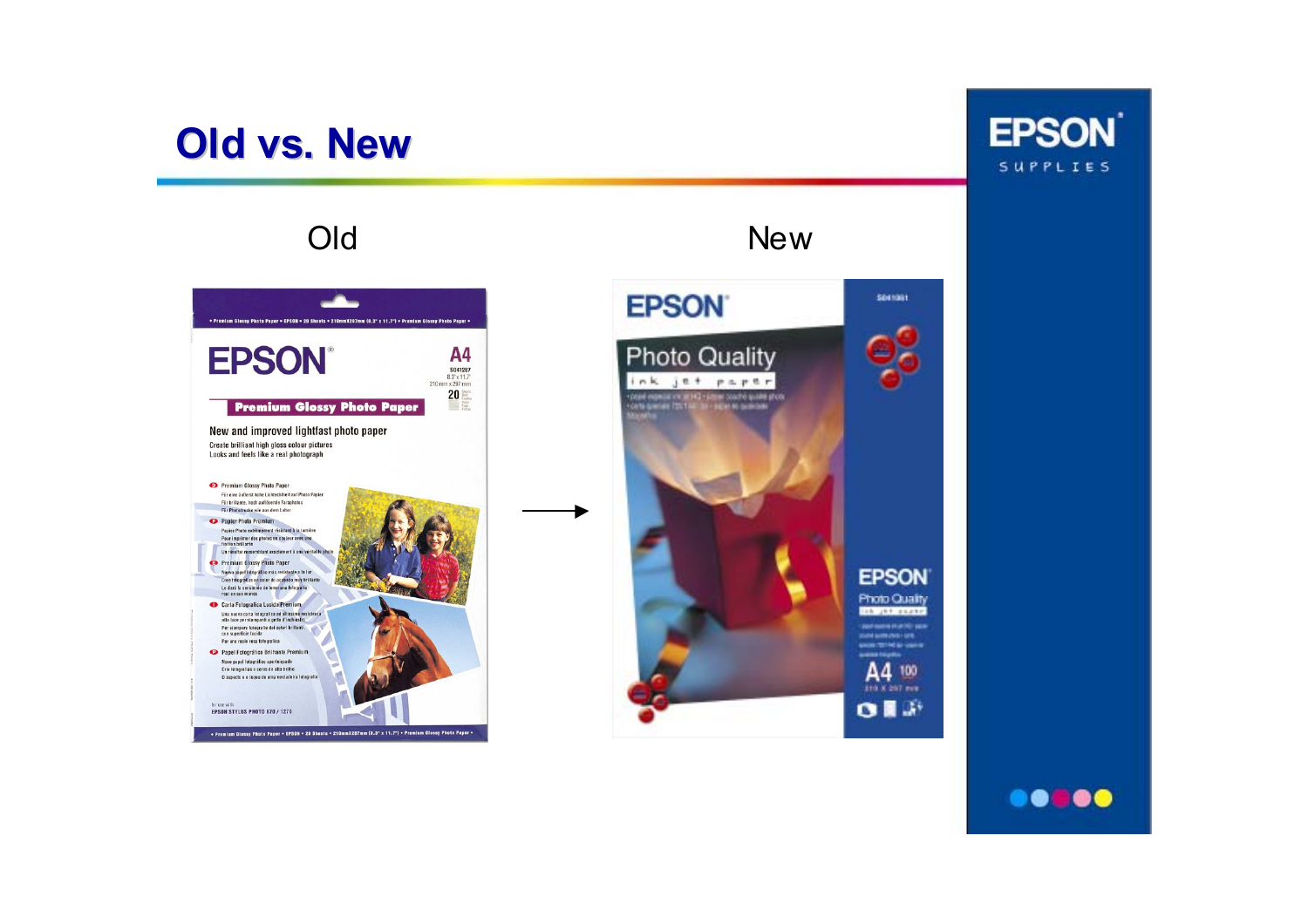# Old vs. New

Old

New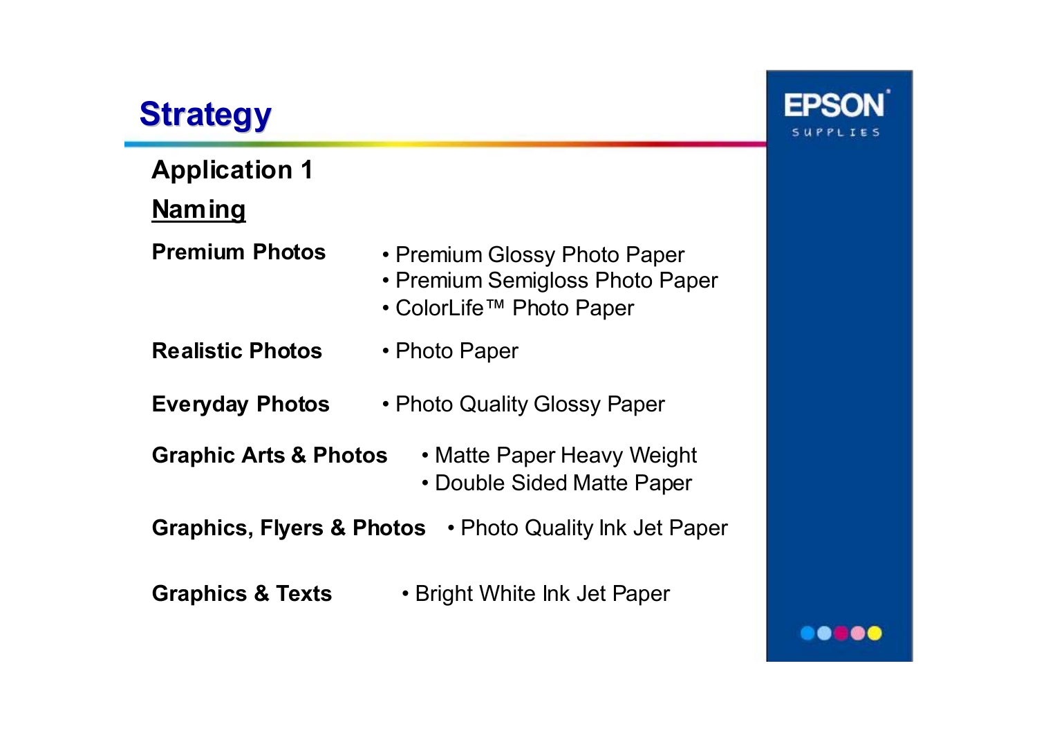# Strategy

## Application 1

### Naming

| | |
|---|---|
| **Premium Photos** | • Premium Glossy Photo Paper<br>• Premium Semigloss Photo Paper<br>• ColorLife™ Photo Paper |
| **Realistic Photos** | • Photo Paper |
| **Everyday Photos** | • Photo Quality Glossy Paper |
| **Graphic Arts & Photos** | • Matte Paper Heavy Weight<br>• Double Sided Matte Paper |
| **Graphics, Flyers & Photos** | • Photo Quality Ink Jet Paper |
| **Graphics & Texts** | • Bright White Ink Jet Paper |

EPSON SUPPLIES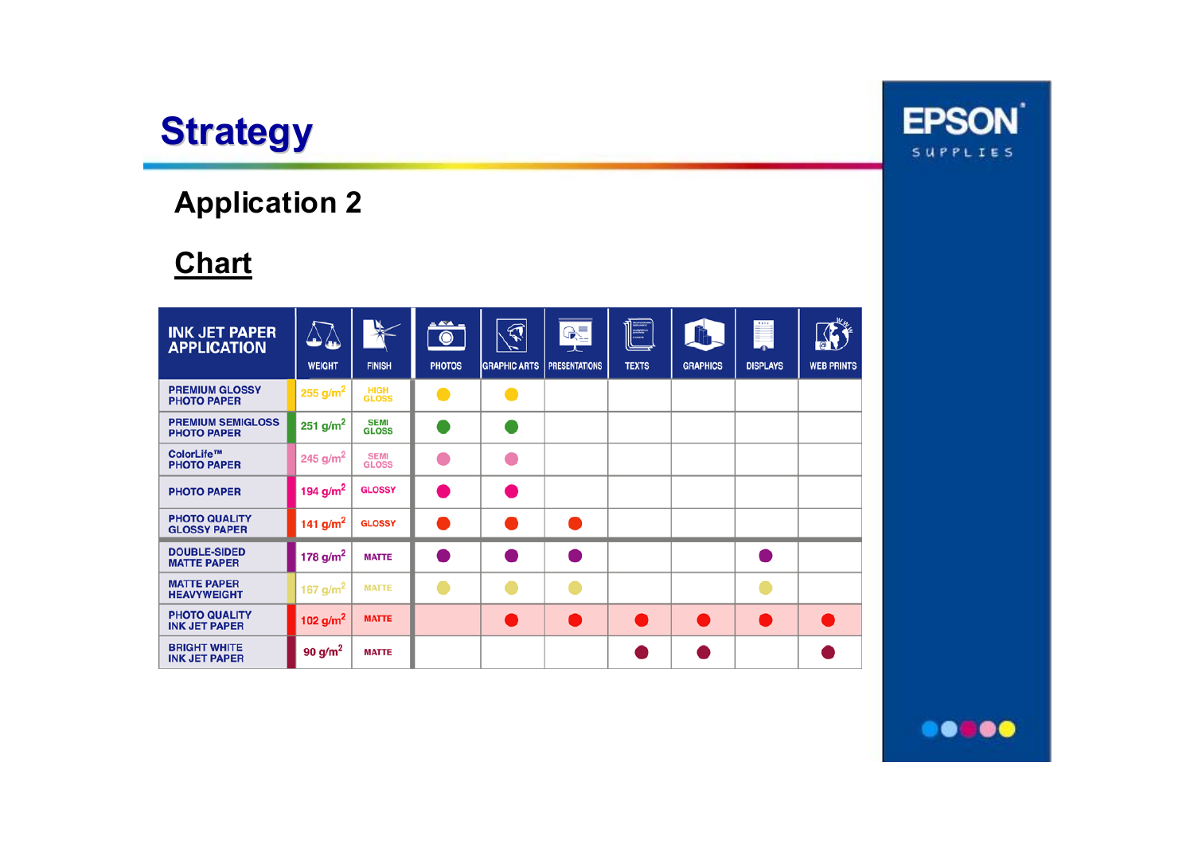# Strategy

## Application 2

## Chart

| INK JET PAPER APPLICATION | WEIGHT | FINISH | PHOTOS | GRAPHIC ARTS | PRESENTATIONS | TEXTS | GRAPHICS | DISPLAYS | WEB PRINTS |
|---|---|---|---|---|---|---|---|---|---|
| PREMIUM GLOSSY PHOTO PAPER | 255 g/m² | HIGH GLOSS | ● | ● | | | | | |
| PREMIUM SEMIGLOSS PHOTO PAPER | 251 g/m² | SEMI GLOSS | ● | ● | | | | | |
| ColorLife™ PHOTO PAPER | 245 g/m² | SEMI GLOSS | ● | ● | | | | | |
| PHOTO PAPER | 194 g/m² | GLOSSY | ● | ● | | | | | |
| PHOTO QUALITY GLOSSY PAPER | 141 g/m² | GLOSSY | ● | ● | ● | | | | |
| DOUBLE-SIDED MATTE PAPER | 178 g/m² | MATTE | ● | ● | ● | | | ● | |
| MATTE PAPER HEAVYWEIGHT | 167 g/m² | MATTE | ● | ● | ● | | | ● | |
| PHOTO QUALITY INK JET PAPER | 102 g/m² | MATTE | | ● | ● | ● | ● | ● | ● |
| BRIGHT WHITE INK JET PAPER | 90 g/m² | MATTE | | | | ● | ● | | ● |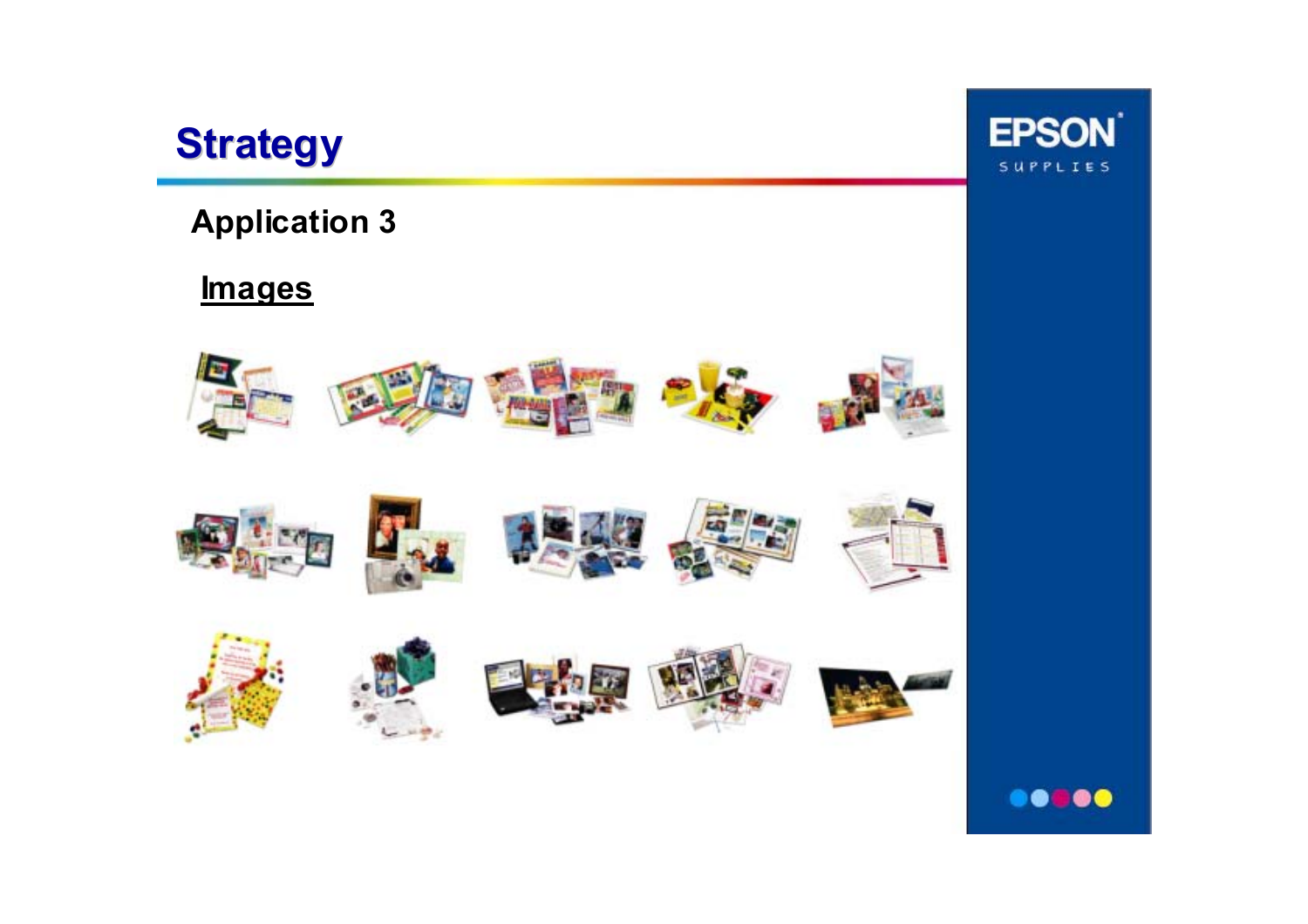# Strategy

## Application 3

**Images**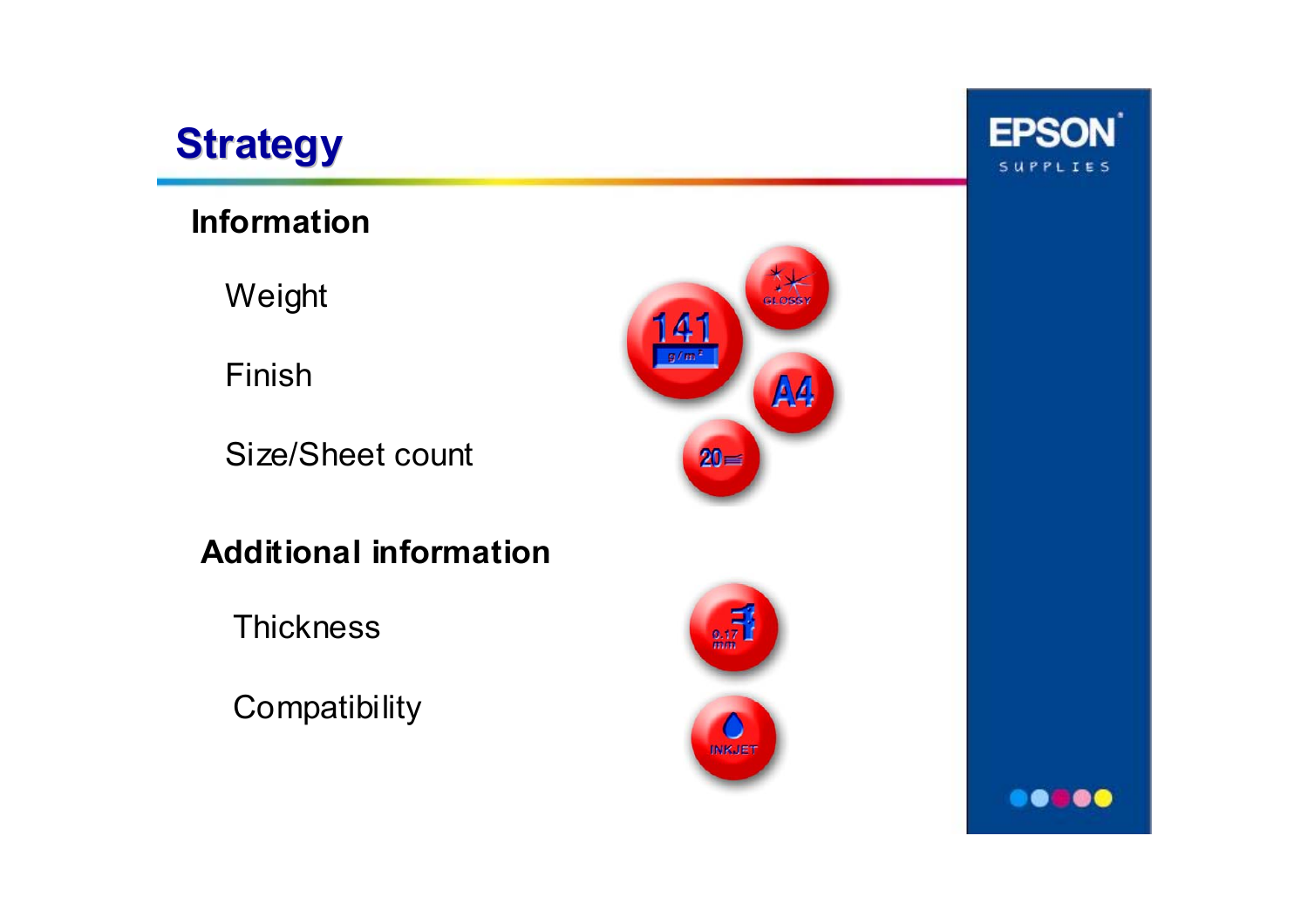# Strategy

## Information

Weight

Finish

Size/Sheet count

## Additional information

Thickness

Compatibility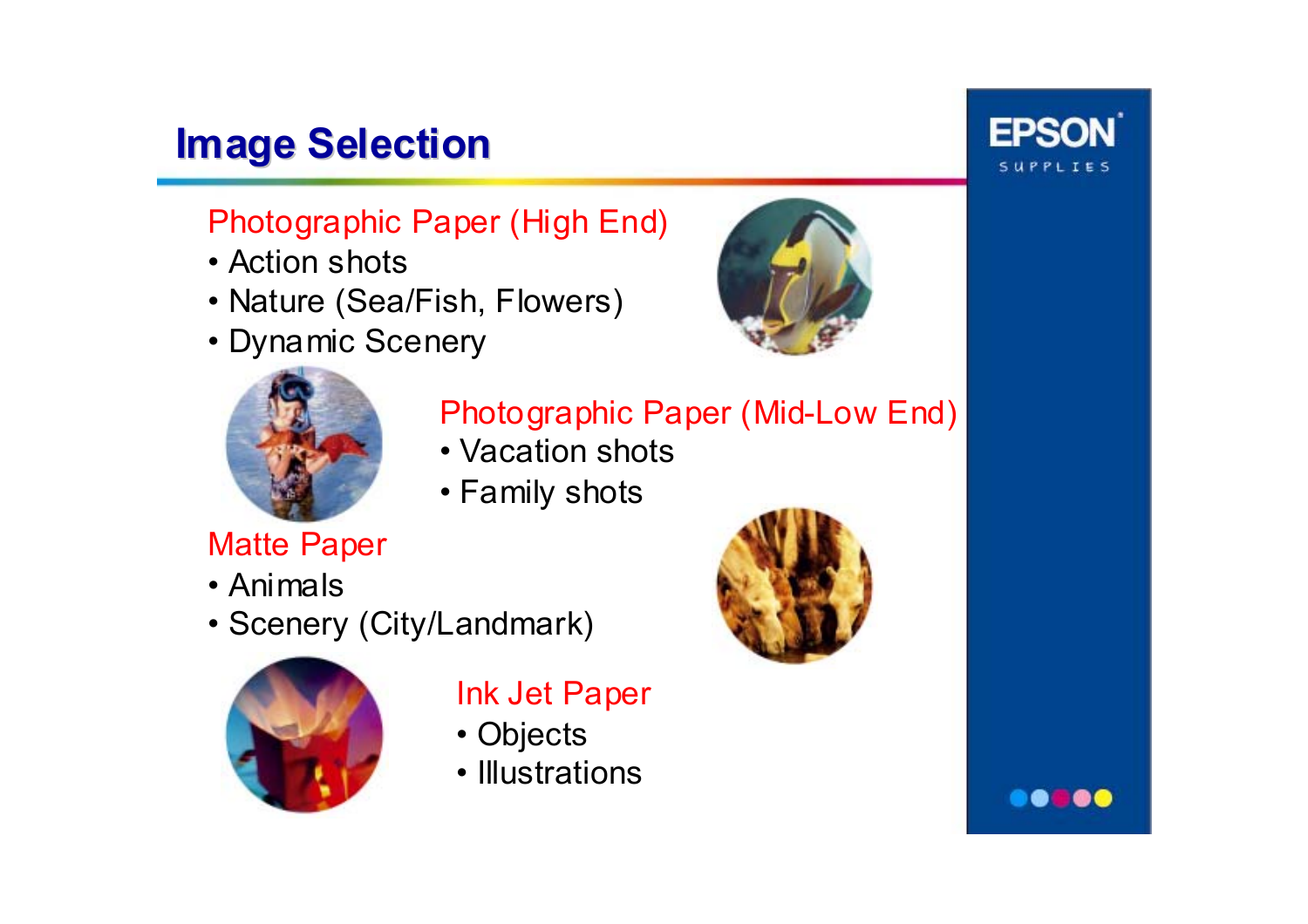# Image Selection

### Photographic Paper (High End)

- Action shots
- Nature (Sea/Fish, Flowers)
- Dynamic Scenery

### Photographic Paper (Mid-Low End)

- Vacation shots
- Family shots

### Matte Paper

- Animals
- Scenery (City/Landmark)

### Ink Jet Paper

- Objects
- Illustrations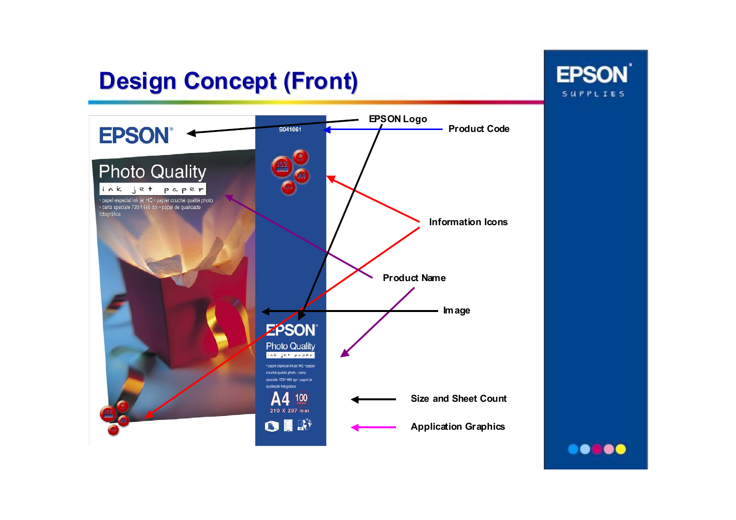# Design Concept (Front)

- EPSON Logo
- Product Code
- Information Icons
- Product Name
- Image
- Size and Sheet Count
- Application Graphics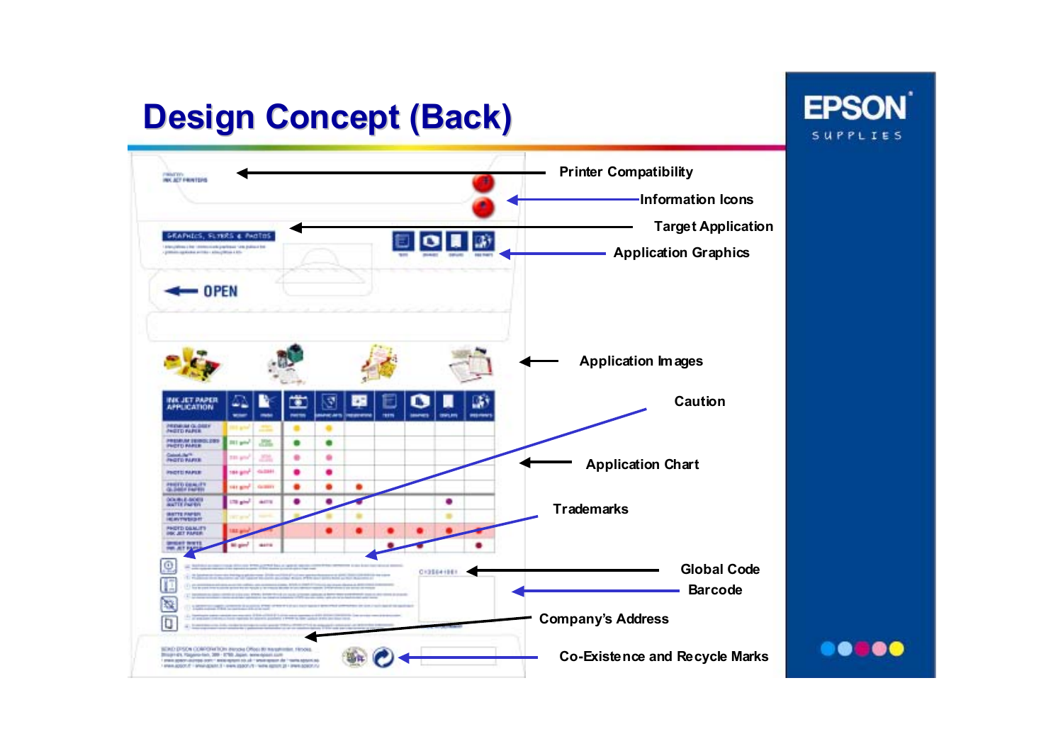# Design Concept (Back)

- Printer Compatibility
- Information Icons
- Target Application
- Application Graphics
- Application Images
- Caution
- Application Chart
- Trademarks
- Global Code
- Barcode
- Company's Address
- Co-Existence and Recycle Marks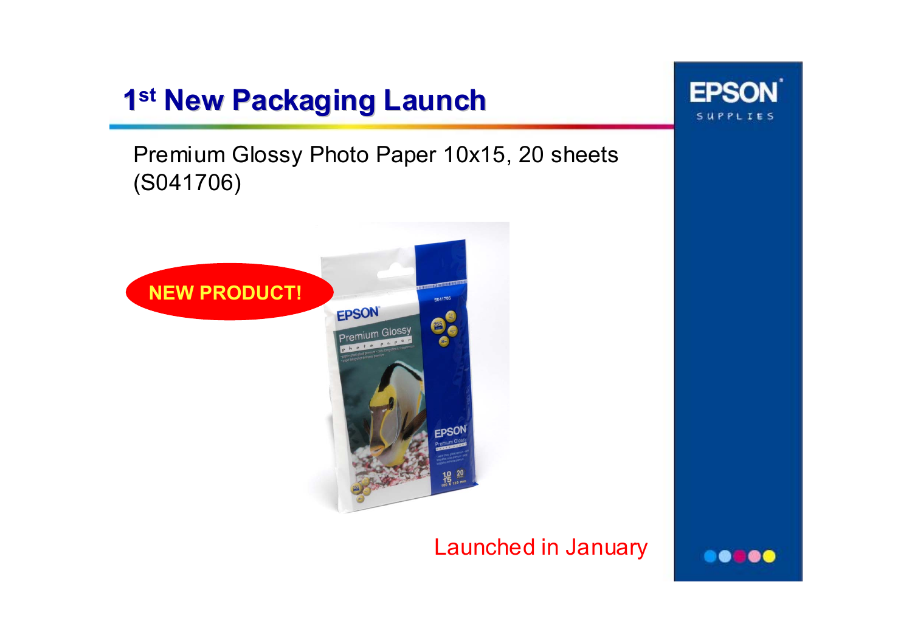# 1st New Packaging Launch

Premium Glossy Photo Paper 10x15, 20 sheets (S041706)

NEW PRODUCT!

Launched in January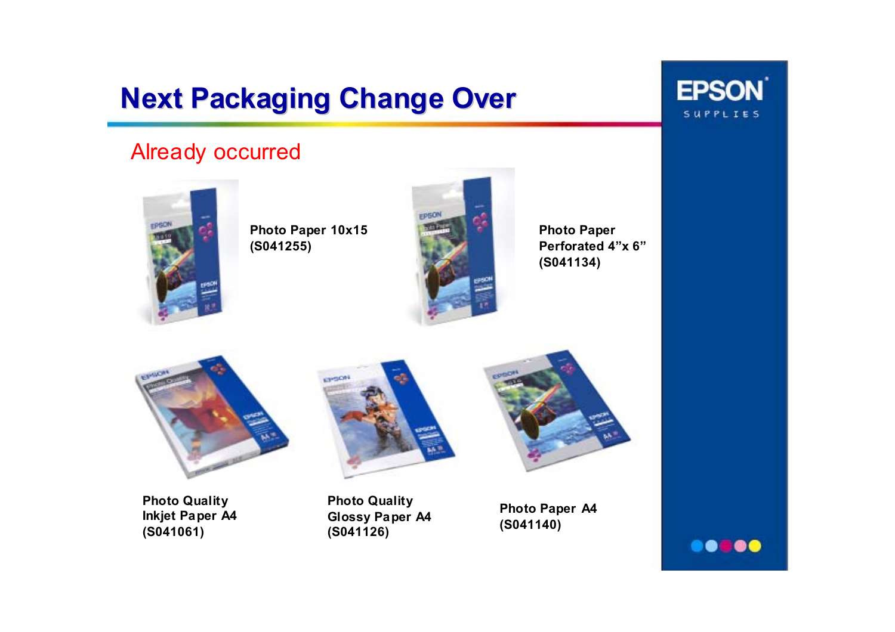# Next Packaging Change Over

## Already occurred

**Photo Paper 10x15 (S041255)**

**Photo Paper Perforated 4"x 6" (S041134)**

**Photo Quality Inkjet Paper A4 (S041061)**

**Photo Quality Glossy Paper A4 (S041126)**

**Photo Paper A4 (S041140)**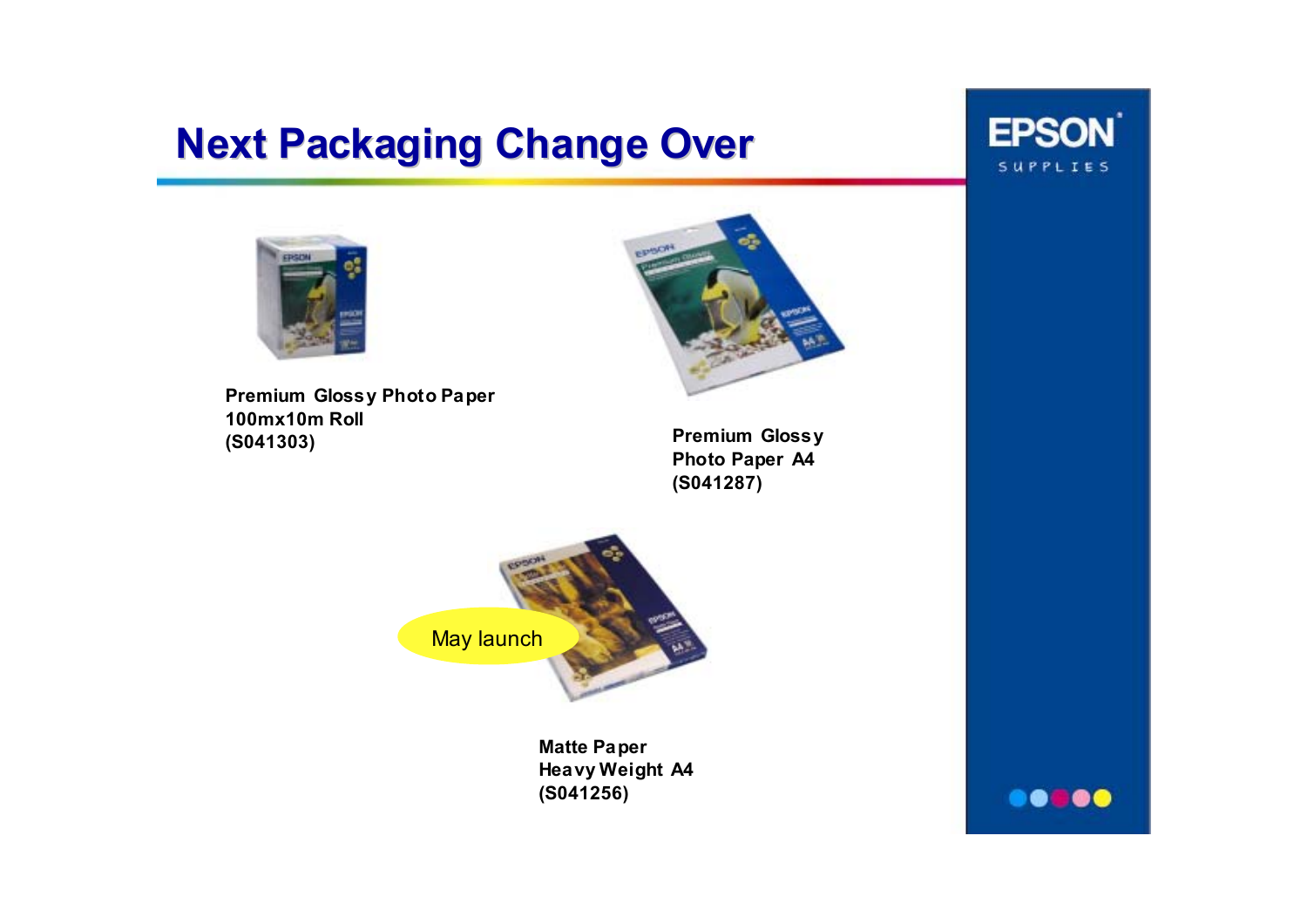# Next Packaging Change Over

**Premium Glossy Photo Paper 100mx10m Roll (S041303)**

**Premium Glossy Photo Paper A4 (S041287)**

May launch

**Matte Paper Heavy Weight A4 (S041256)**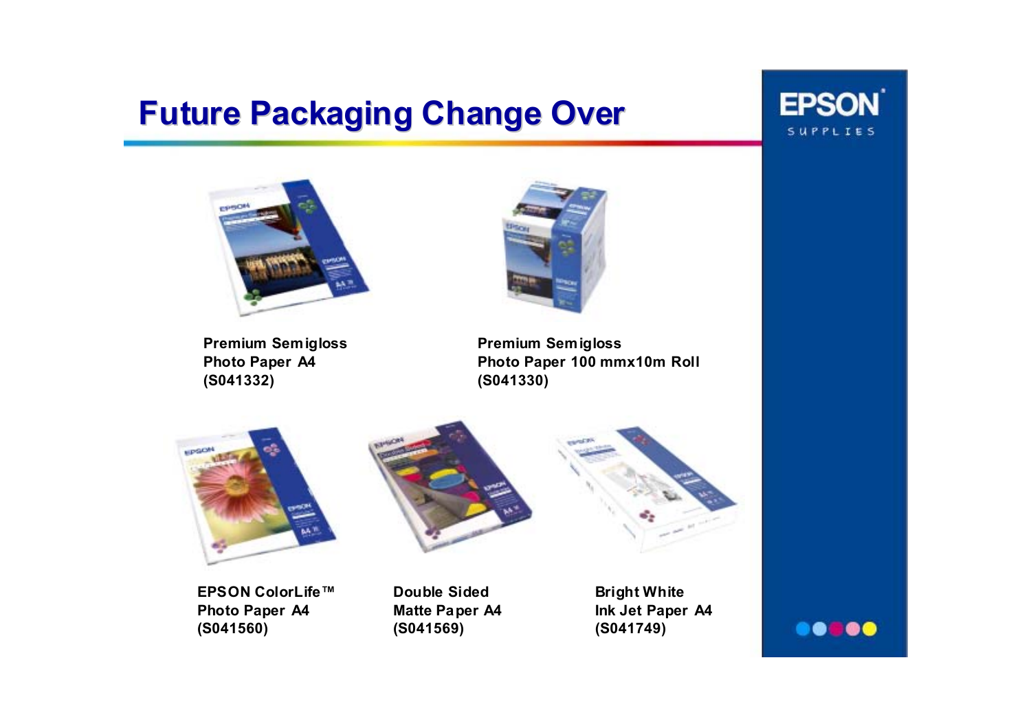# Future Packaging Change Over

**Premium Semigloss Photo Paper A4 (S041332)**

**Premium Semigloss Photo Paper 100 mmx10m Roll (S041330)**

**EPSON ColorLife™ Photo Paper A4 (S041560)**

**Double Sided Matte Paper A4 (S041569)**

**Bright White Ink Jet Paper A4 (S041749)**

EPSON SUPPLIES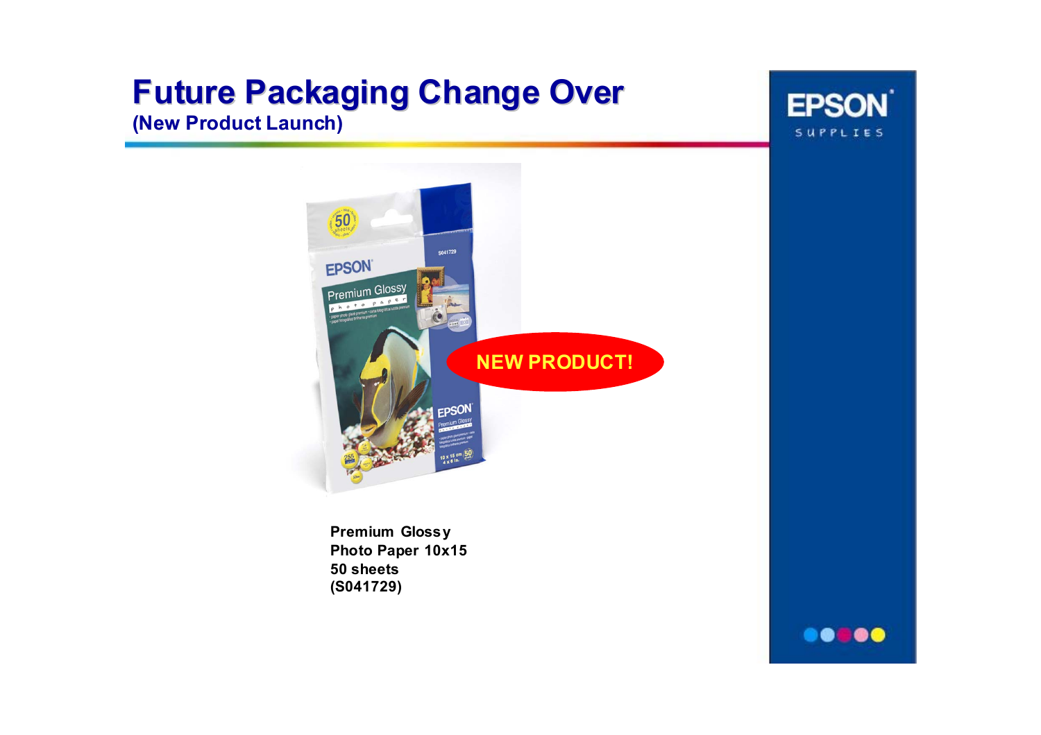# Future Packaging Change Over

**(New Product Launch)**

NEW PRODUCT!

**Premium Glossy Photo Paper 10x15 50 sheets (S041729)**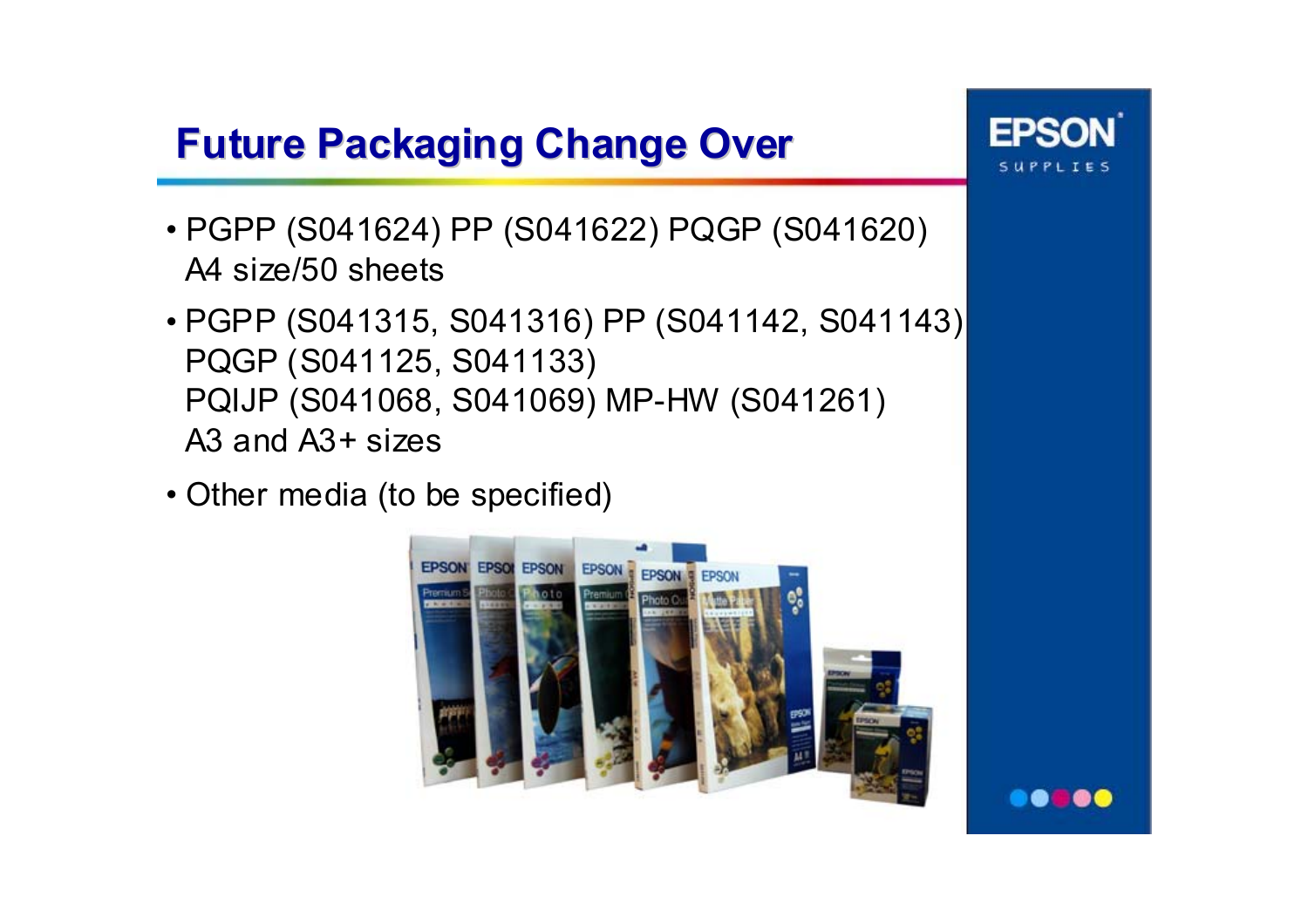# Future Packaging Change Over

- PGPP (S041624) PP (S041622) PQGP (S041620)
  A4 size/50 sheets
- PGPP (S041315, S041316) PP (S041142, S041143)
  PQGP (S041125, S041133)
  PQIJP (S041068, S041069) MP-HW (S041261)
  A3 and A3+ sizes
- Other media (to be specified)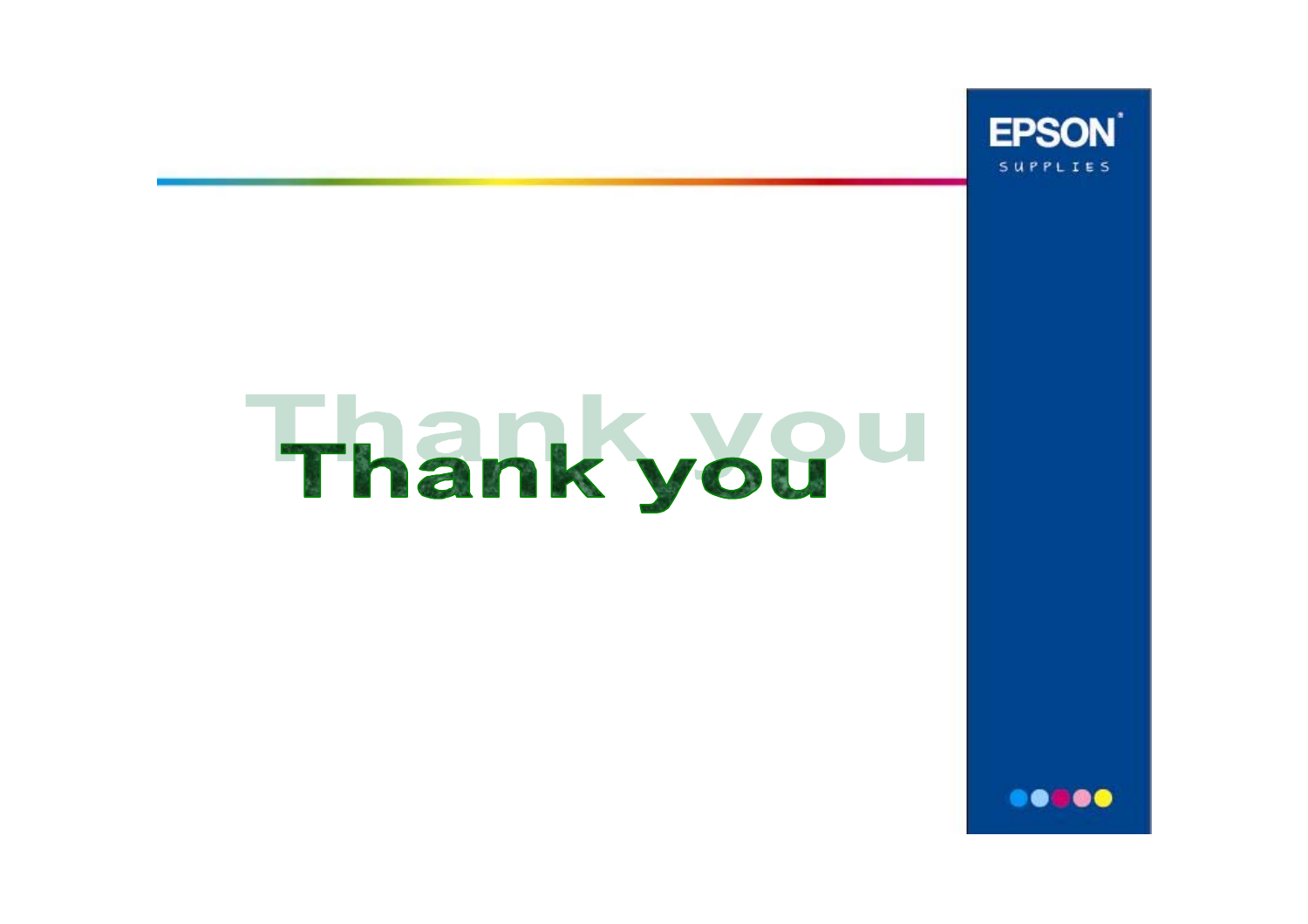EPSON

SUPPLIES

# Thank you